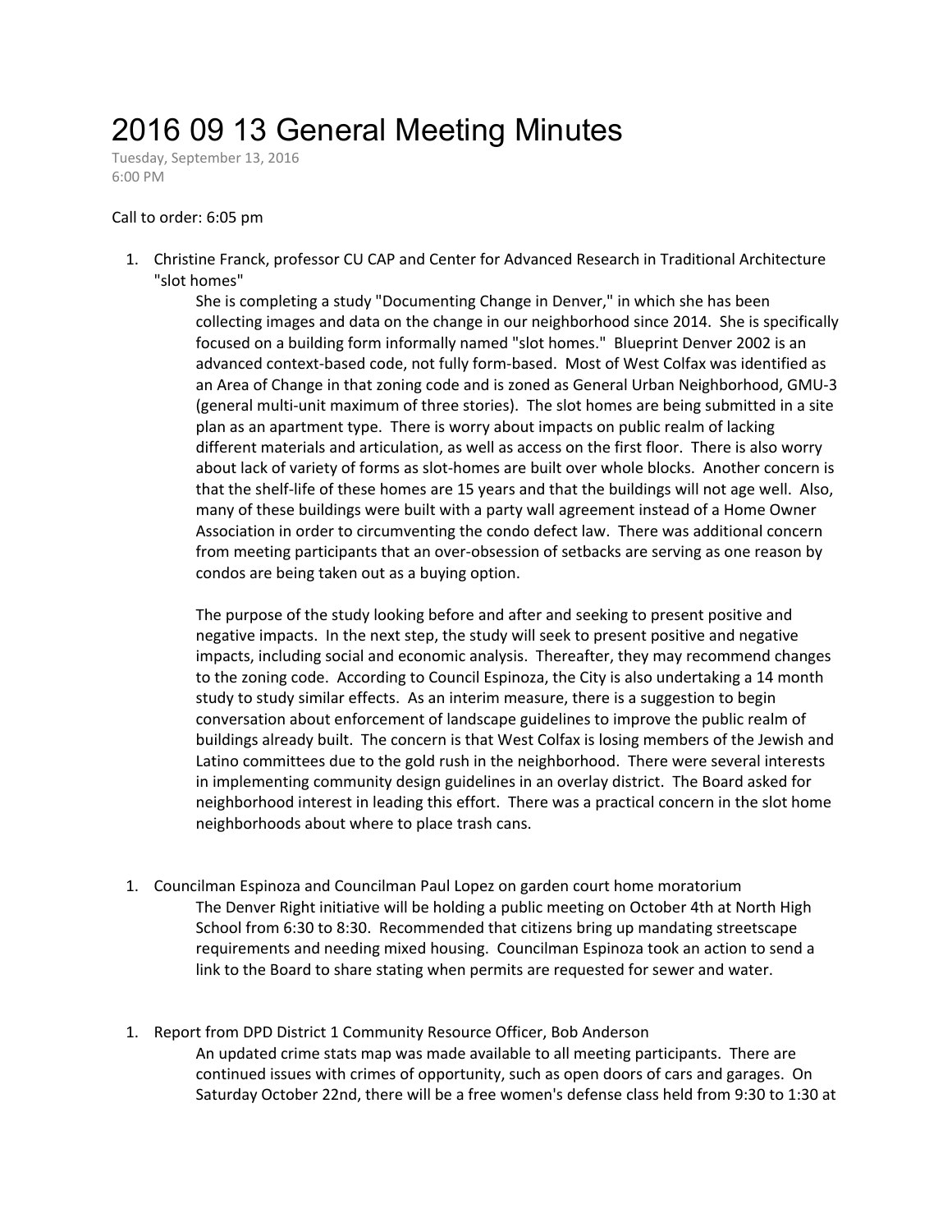# 2016 09 13 General Meeting Minutes

Tuesday, September 13, 2016
6:00 PM

Call to order: 6:05 pm

1. Christine Franck, professor CU CAP and Center for Advanced Research in Traditional Architecture "slot homes"

   She is completing a study "Documenting Change in Denver," in which she has been collecting images and data on the change in our neighborhood since 2014. She is specifically focused on a building form informally named "slot homes." Blueprint Denver 2002 is an advanced context-based code, not fully form-based. Most of West Colfax was identified as an Area of Change in that zoning code and is zoned as General Urban Neighborhood, GMU-3 (general multi-unit maximum of three stories). The slot homes are being submitted in a site plan as an apartment type. There is worry about impacts on public realm of lacking different materials and articulation, as well as access on the first floor. There is also worry about lack of variety of forms as slot-homes are built over whole blocks. Another concern is that the shelf-life of these homes are 15 years and that the buildings will not age well. Also, many of these buildings were built with a party wall agreement instead of a Home Owner Association in order to circumventing the condo defect law. There was additional concern from meeting participants that an over-obsession of setbacks are serving as one reason by condos are being taken out as a buying option.

   The purpose of the study looking before and after and seeking to present positive and negative impacts. In the next step, the study will seek to present positive and negative impacts, including social and economic analysis. Thereafter, they may recommend changes to the zoning code. According to Council Espinoza, the City is also undertaking a 14 month study to study similar effects. As an interim measure, there is a suggestion to begin conversation about enforcement of landscape guidelines to improve the public realm of buildings already built. The concern is that West Colfax is losing members of the Jewish and Latino committees due to the gold rush in the neighborhood. There were several interests in implementing community design guidelines in an overlay district. The Board asked for neighborhood interest in leading this effort. There was a practical concern in the slot home neighborhoods about where to place trash cans.

1. Councilman Espinoza and Councilman Paul Lopez on garden court home moratorium

   The Denver Right initiative will be holding a public meeting on October 4th at North High School from 6:30 to 8:30. Recommended that citizens bring up mandating streetscape requirements and needing mixed housing. Councilman Espinoza took an action to send a link to the Board to share stating when permits are requested for sewer and water.

1. Report from DPD District 1 Community Resource Officer, Bob Anderson

   An updated crime stats map was made available to all meeting participants. There are continued issues with crimes of opportunity, such as open doors of cars and garages. On Saturday October 22nd, there will be a free women's defense class held from 9:30 to 1:30 at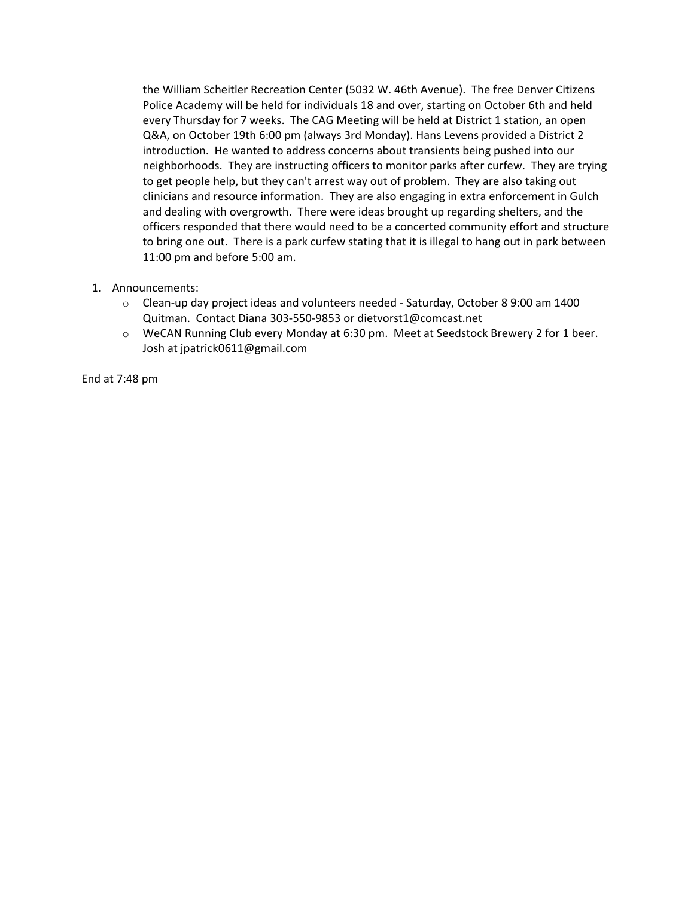the William Scheitler Recreation Center (5032 W. 46th Avenue). The free Denver Citizens Police Academy will be held for individuals 18 and over, starting on October 6th and held every Thursday for 7 weeks. The CAG Meeting will be held at District 1 station, an open Q&A, on October 19th 6:00 pm (always 3rd Monday). Hans Levens provided a District 2 introduction. He wanted to address concerns about transients being pushed into our neighborhoods. They are instructing officers to monitor parks after curfew. They are trying to get people help, but they can't arrest way out of problem. They are also taking out clinicians and resource information. They are also engaging in extra enforcement in Gulch and dealing with overgrowth. There were ideas brought up regarding shelters, and the officers responded that there would need to be a concerted community effort and structure to bring one out. There is a park curfew stating that it is illegal to hang out in park between 11:00 pm and before 5:00 am.

1. Announcements:
   - Clean-up day project ideas and volunteers needed - Saturday, October 8 9:00 am 1400 Quitman. Contact Diana 303-550-9853 or dietvorst1@comcast.net
   - WeCAN Running Club every Monday at 6:30 pm. Meet at Seedstock Brewery 2 for 1 beer. Josh at jpatrick0611@gmail.com

End at 7:48 pm